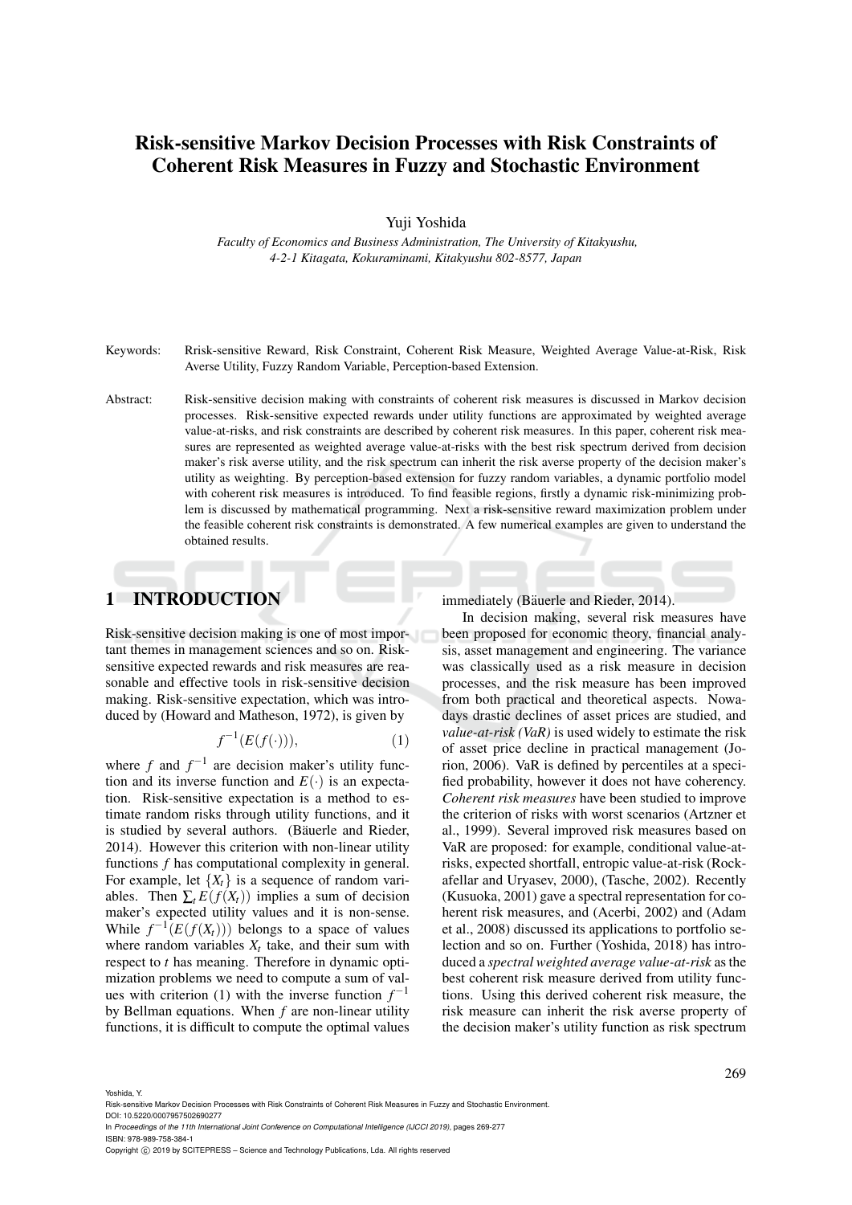# Risk-sensitive Markov Decision Processes with Risk Constraints of Coherent Risk Measures in Fuzzy and Stochastic Environment

Yuji Yoshida

*Faculty of Economics and Business Administration, The University of Kitakyushu, 4-2-1 Kitagata, Kokuraminami, Kitakyushu 802-8577, Japan*

Keywords: Rrisk-sensitive Reward, Risk Constraint, Coherent Risk Measure, Weighted Average Value-at-Risk, Risk Averse Utility, Fuzzy Random Variable, Perception-based Extension.

Abstract: Risk-sensitive decision making with constraints of coherent risk measures is discussed in Markov decision processes. Risk-sensitive expected rewards under utility functions are approximated by weighted average value-at-risks, and risk constraints are described by coherent risk measures. In this paper, coherent risk measures are represented as weighted average value-at-risks with the best risk spectrum derived from decision maker's risk averse utility, and the risk spectrum can inherit the risk averse property of the decision maker's utility as weighting. By perception-based extension for fuzzy random variables, a dynamic portfolio model with coherent risk measures is introduced. To find feasible regions, firstly a dynamic risk-minimizing problem is discussed by mathematical programming. Next a risk-sensitive reward maximization problem under the feasible coherent risk constraints is demonstrated. A few numerical examples are given to understand the obtained results.

## 1 INTRODUCTION

Risk-sensitive decision making is one of most important themes in management sciences and so on. Risk-sensitive expected rewards and risk measures are reasonable and effective tools in risk-sensitive decision making. Risk-sensitive expectation, which was introduced by (Howard and Matheson, 1972), is given by

$$f^{-1}(E(f(\cdot))), \tag{1}$$

where $f$ and $f^{-1}$ are decision maker's utility function and its inverse function and $E(\cdot)$ is an expectation. Risk-sensitive expectation is a method to estimate random risks through utility functions, and it is studied by several authors. (Bäuerle and Rieder, 2014). However this criterion with non-linear utility functions $f$ has computational complexity in general. For example, let $\{X_t\}$ is a sequence of random variables. Then $\sum_t E(f(X_t))$ implies a sum of decision maker's expected utility values and it is non-sense. While $f^{-1}(E(f(X_t)))$ belongs to a space of values where random variables $X_t$ take, and their sum with respect to $t$ has meaning. Therefore in dynamic optimization problems we need to compute a sum of values with criterion (1) with the inverse function $f^{-1}$ by Bellman equations. When $f$ are non-linear utility functions, it is difficult to compute the optimal values immediately (Bäuerle and Rieder, 2014).

In decision making, several risk measures have been proposed for economic theory, financial analysis, asset management and engineering. The variance was classically used as a risk measure in decision processes, and the risk measure has been improved from both practical and theoretical aspects. Nowadays drastic declines of asset prices are studied, and *value-at-risk (VaR)* is used widely to estimate the risk of asset price decline in practical management (Jorion, 2006). VaR is defined by percentiles at a specified probability, however it does not have coherency. *Coherent risk measures* have been studied to improve the criterion of risks with worst scenarios (Artzner et al., 1999). Several improved risk measures based on VaR are proposed: for example, conditional value-at-risks, expected shortfall, entropic value-at-risk (Rockafellar and Uryasev, 2000), (Tasche, 2002). Recently (Kusuoka, 2001) gave a spectral representation for coherent risk measures, and (Acerbi, 2002) and (Adam et al., 2008) discussed its applications to portfolio selection and so on. Further (Yoshida, 2018) has introduced a *spectral weighted average value-at-risk* as the best coherent risk measure derived from utility functions. Using this derived coherent risk measure, the risk measure can inherit the risk averse property of the decision maker's utility function as risk spectrum

Yoshida, Y.
Risk-sensitive Markov Decision Processes with Risk Constraints of Coherent Risk Measures in Fuzzy and Stochastic Environment.
DOI: 10.5220/0007957502690277
In *Proceedings of the 11th International Joint Conference on Computational Intelligence (IJCCI 2019)*, pages 269-277
ISBN: 978-989-758-384-1
Copyright © 2019 by SCITEPRESS – Science and Technology Publications, Lda. All rights reserved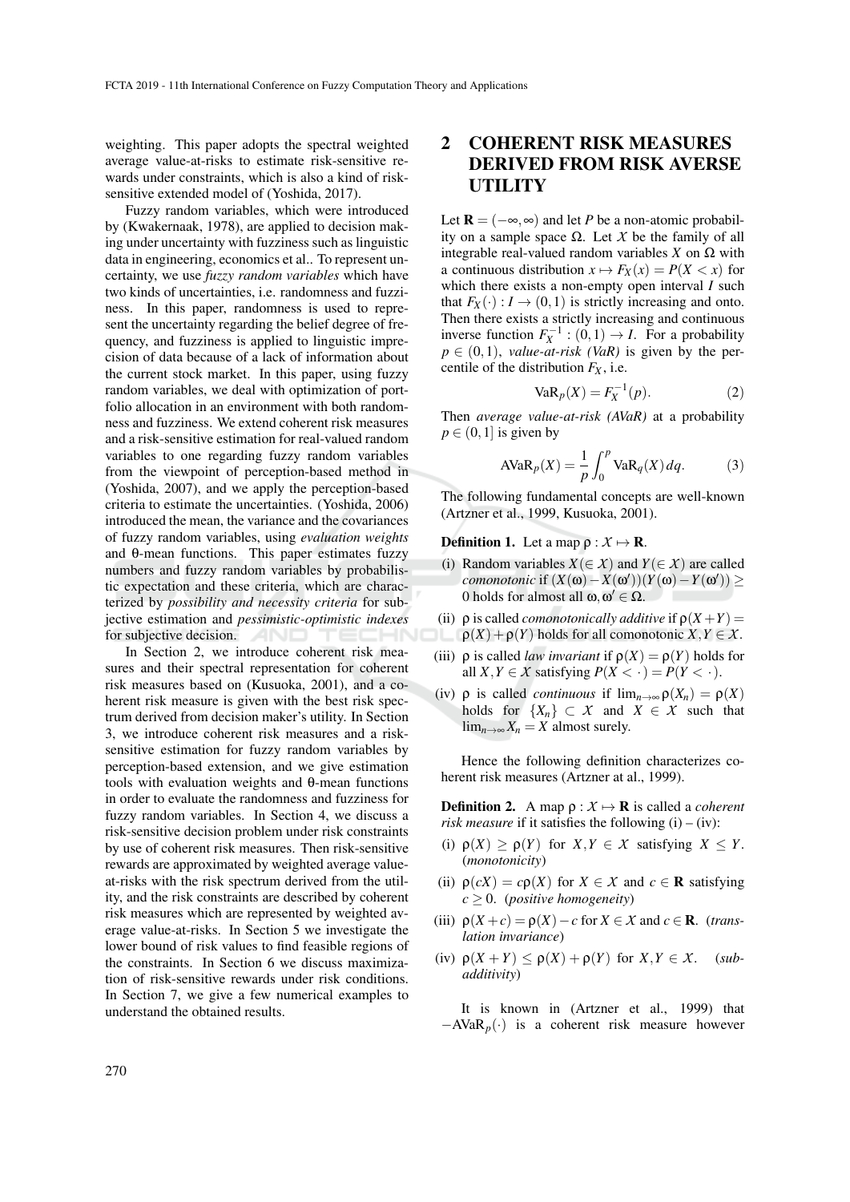weighting. This paper adopts the spectral weighted average value-at-risks to estimate risk-sensitive rewards under constraints, which is also a kind of risk-sensitive extended model of (Yoshida, 2017).

Fuzzy random variables, which were introduced by (Kwakernaak, 1978), are applied to decision making under uncertainty with fuzziness such as linguistic data in engineering, economics et al.. To represent uncertainty, we use *fuzzy random variables* which have two kinds of uncertainties, i.e. randomness and fuzziness. In this paper, randomness is used to represent the uncertainty regarding the belief degree of frequency, and fuzziness is applied to linguistic imprecision of data because of a lack of information about the current stock market. In this paper, using fuzzy random variables, we deal with optimization of portfolio allocation in an environment with both randomness and fuzziness. We extend coherent risk measures and a risk-sensitive estimation for real-valued random variables to one regarding fuzzy random variables from the viewpoint of perception-based method in (Yoshida, 2007), and we apply the perception-based criteria to estimate the uncertainties. (Yoshida, 2006) introduced the mean, the variance and the covariances of fuzzy random variables, using *evaluation weights* and θ-mean functions. This paper estimates fuzzy numbers and fuzzy random variables by probabilistic expectation and these criteria, which are characterized by *possibility and necessity criteria* for subjective estimation and *pessimistic-optimistic indexes* for subjective decision.

In Section 2, we introduce coherent risk measures and their spectral representation for coherent risk measures based on (Kusuoka, 2001), and a coherent risk measure is given with the best risk spectrum derived from decision maker's utility. In Section 3, we introduce coherent risk measures and a risk-sensitive estimation for fuzzy random variables by perception-based extension, and we give estimation tools with evaluation weights and θ-mean functions in order to evaluate the randomness and fuzziness for fuzzy random variables. In Section 4, we discuss a risk-sensitive decision problem under risk constraints by use of coherent risk measures. Then risk-sensitive rewards are approximated by weighted average value-at-risks with the risk spectrum derived from the utility, and the risk constraints are described by coherent risk measures which are represented by weighted average value-at-risks. In Section 5 we investigate the lower bound of risk values to find feasible regions of the constraints. In Section 6 we discuss maximization of risk-sensitive rewards under risk conditions. In Section 7, we give a few numerical examples to understand the obtained results.

## 2 COHERENT RISK MEASURES DERIVED FROM RISK AVERSE UTILITY

Let $\mathbf{R} = (-\infty, \infty)$ and let $P$ be a non-atomic probability on a sample space $\Omega$. Let $\mathcal{X}$ be the family of all integrable real-valued random variables $X$ on $\Omega$ with a continuous distribution $x \mapsto F_X(x) = P(X < x)$ for which there exists a non-empty open interval $I$ such that $F_X(\cdot) : I \to (0,1)$ is strictly increasing and onto. Then there exists a strictly increasing and continuous inverse function $F_X^{-1} : (0,1) \to I$. For a probability $p \in (0,1)$, *value-at-risk (VaR)* is given by the percentile of the distribution $F_X$, i.e.

$$\mathrm{VaR}_p(X) = F_X^{-1}(p). \tag{2}$$

Then *average value-at-risk (AVaR)* at a probability $p \in (0,1]$ is given by

$$\mathrm{AVaR}_p(X) = \frac{1}{p} \int_0^p \mathrm{VaR}_q(X)\, dq. \tag{3}$$

The following fundamental concepts are well-known (Artzner et al., 1999, Kusuoka, 2001).

**Definition 1.** Let a map $\rho : \mathcal{X} \mapsto \mathbf{R}$.

(i) Random variables $X (\in \mathcal{X})$ and $Y (\in \mathcal{X})$ are called *comonotonic* if $(X(\omega) - X(\omega'))(Y(\omega) - Y(\omega')) \geq 0$ holds for almost all $\omega, \omega' \in \Omega$.

(ii) $\rho$ is called *comonotonically additive* if $\rho(X+Y) = \rho(X) + \rho(Y)$ holds for all comonotonic $X, Y \in \mathcal{X}$.

(iii) $\rho$ is called *law invariant* if $\rho(X) = \rho(Y)$ holds for all $X, Y \in \mathcal{X}$ satisfying $P(X < \cdot) = P(Y < \cdot)$.

(iv) $\rho$ is called *continuous* if $\lim_{n\to\infty} \rho(X_n) = \rho(X)$ holds for $\{X_n\} \subset \mathcal{X}$ and $X \in \mathcal{X}$ such that $\lim_{n\to\infty} X_n = X$ almost surely.

Hence the following definition characterizes coherent risk measures (Artzner at al., 1999).

**Definition 2.** A map $\rho : \mathcal{X} \mapsto \mathbf{R}$ is called a *coherent risk measure* if it satisfies the following (i) – (iv):

(i) $\rho(X) \geq \rho(Y)$ for $X, Y \in \mathcal{X}$ satisfying $X \leq Y$. (*monotonicity*)

(ii) $\rho(cX) = c\rho(X)$ for $X \in \mathcal{X}$ and $c \in \mathbf{R}$ satisfying $c \geq 0$. (*positive homogeneity*)

(iii) $\rho(X + c) = \rho(X) - c$ for $X \in \mathcal{X}$ and $c \in \mathbf{R}$. (*translation invariance*)

(iv) $\rho(X + Y) \leq \rho(X) + \rho(Y)$ for $X, Y \in \mathcal{X}$. (*subadditivity*)

It is known in (Artzner et al., 1999) that $-\mathrm{AVaR}_p(\cdot)$ is a coherent risk measure however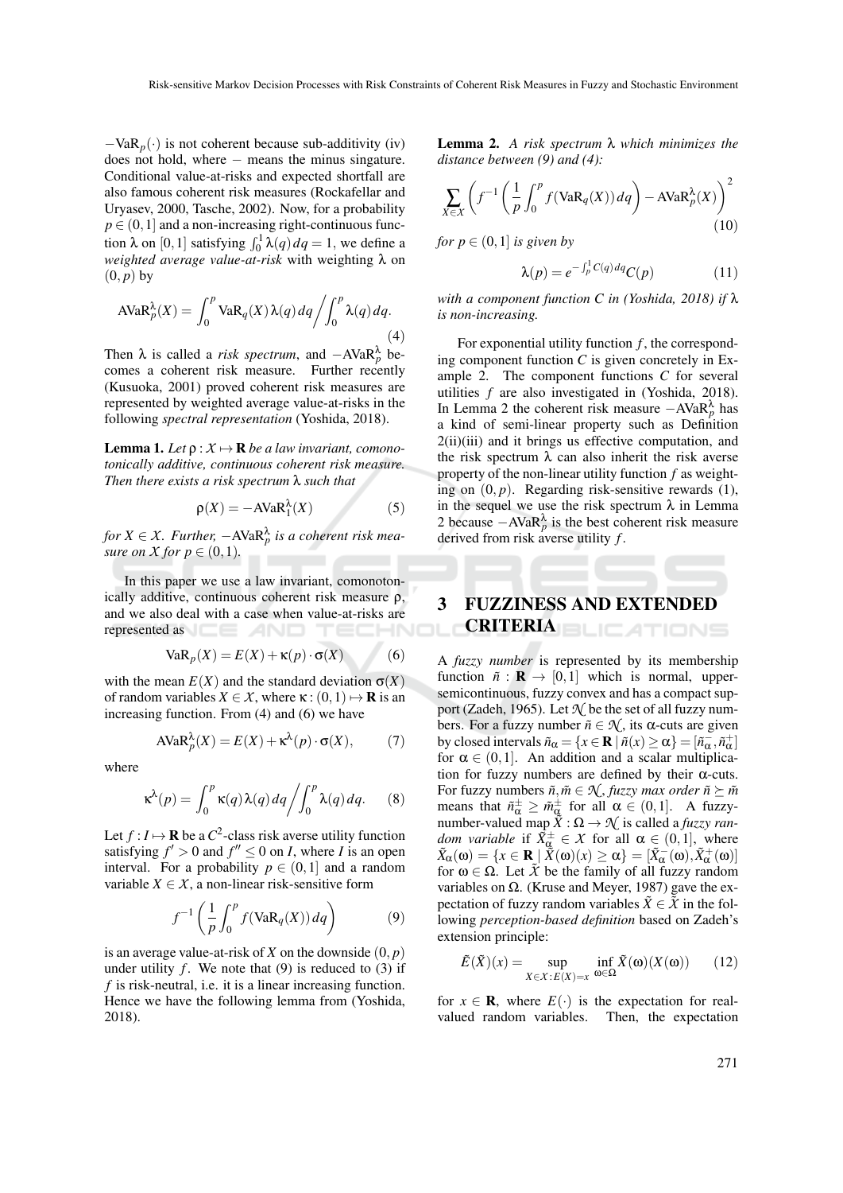$-\mathrm{VaR}_p(\cdot)$ is not coherent because sub-additivity (iv) does not hold, where $-$ means the minus singature. Conditional value-at-risks and expected shortfall are also famous coherent risk measures (Rockafellar and Uryasev, 2000, Tasche, 2002). Now, for a probability $p \in (0,1]$ and a non-increasing right-continuous function $\lambda$ on $[0,1]$ satisfying $\int_0^1 \lambda(q)\,dq = 1$, we define a *weighted average value-at-risk* with weighting $\lambda$ on $(0,p)$ by

$$\mathrm{AVaR}_p^\lambda(X) = \int_0^p \mathrm{VaR}_q(X)\lambda(q)\,dq \Big/ \int_0^p \lambda(q)\,dq. \tag{4}$$

Then $\lambda$ is called a *risk spectrum*, and $-\mathrm{AVaR}_p^\lambda$ becomes a coherent risk measure. Further recently (Kusuoka, 2001) proved coherent risk measures are represented by weighted average value-at-risks in the following *spectral representation* (Yoshida, 2018).

**Lemma 1.** *Let $\rho : \mathcal{X} \mapsto \mathbf{R}$ be a law invariant, comonotonically additive, continuous coherent risk measure. Then there exists a risk spectrum $\lambda$ such that*

$$\rho(X) = -\mathrm{AVaR}_1^\lambda(X) \tag{5}$$

*for $X \in \mathcal{X}$. Further, $-\mathrm{AVaR}_p^\lambda$ is a coherent risk measure on $\mathcal{X}$ for $p \in (0,1)$.*

In this paper we use a law invariant, comonotonically additive, continuous coherent risk measure $\rho$, and we also deal with a case when value-at-risks are represented as

$$\mathrm{VaR}_p(X) = E(X) + \kappa(p)\cdot\sigma(X) \tag{6}$$

with the mean $E(X)$ and the standard deviation $\sigma(X)$ of random variables $X \in \mathcal{X}$, where $\kappa : (0,1) \mapsto \mathbf{R}$ is an increasing function. From (4) and (6) we have

$$\mathrm{AVaR}_p^\lambda(X) = E(X) + \kappa^\lambda(p)\cdot\sigma(X), \tag{7}$$

where

$$\kappa^\lambda(p) = \int_0^p \kappa(q)\lambda(q)\,dq \Big/ \int_0^p \lambda(q)\,dq. \tag{8}$$

Let $f : I \mapsto \mathbf{R}$ be a $C^2$-class risk averse utility function satisfying $f' > 0$ and $f'' \le 0$ on $I$, where $I$ is an open interval. For a probability $p \in (0,1]$ and a random variable $X \in \mathcal{X}$, a non-linear risk-sensitive form

$$f^{-1}\left(\frac{1}{p}\int_0^p f(\mathrm{VaR}_q(X))\,dq\right) \tag{9}$$

is an average value-at-risk of $X$ on the downside $(0,p)$ under utility $f$. We note that (9) is reduced to (3) if $f$ is risk-neutral, i.e. it is a linear increasing function. Hence we have the following lemma from (Yoshida, 2018).

**Lemma 2.** *A risk spectrum $\lambda$ which minimizes the distance between (9) and (4):*

$$\sum_{X \in \mathcal{X}} \left( f^{-1}\left(\frac{1}{p}\int_0^p f(\mathrm{VaR}_q(X))\,dq\right) - \mathrm{AVaR}_p^\lambda(X) \right)^2 \tag{10}$$

*for $p \in (0,1]$ is given by*

$$\lambda(p) = e^{-\int_p^1 C(q)\,dq} C(p) \tag{11}$$

*with a component function $C$ in (Yoshida, 2018) if $\lambda$ is non-increasing.*

For exponential utility function $f$, the corresponding component function $C$ is given concretely in Example 2. The component functions $C$ for several utilities $f$ are also investigated in (Yoshida, 2018). In Lemma 2 the coherent risk measure $-\mathrm{AVaR}_p^\lambda$ has a kind of semi-linear property such as Definition 2(ii)(iii) and it brings us effective computation, and the risk spectrum $\lambda$ can also inherit the risk averse property of the non-linear utility function $f$ as weighting on $(0,p)$. Regarding risk-sensitive rewards (1), in the sequel we use the risk spectrum $\lambda$ in Lemma 2 because $-\mathrm{AVaR}_p^\lambda$ is the best coherent risk measure derived from risk averse utility $f$.

## 3 FUZZINESS AND EXTENDED CRITERIA

A *fuzzy number* is represented by its membership function $\tilde{n} : \mathbf{R} \to [0,1]$ which is normal, upper-semicontinuous, fuzzy convex and has a compact support (Zadeh, 1965). Let $\mathcal{N}$ be the set of all fuzzy numbers. For a fuzzy number $\tilde{n} \in \mathcal{N}$, its $\alpha$-cuts are given by closed intervals $\tilde{n}_\alpha = \{x \in \mathbf{R} \mid \tilde{n}(x) \ge \alpha\} = [\tilde{n}_\alpha^-, \tilde{n}_\alpha^+]$ for $\alpha \in (0,1]$. An addition and a scalar multiplication for fuzzy numbers are defined by their $\alpha$-cuts. For fuzzy numbers $\tilde{n}, \tilde{m} \in \mathcal{N}$, *fuzzy max order* $\tilde{n} \succeq \tilde{m}$ means that $\tilde{n}_\alpha^\pm \ge \tilde{m}_\alpha^\pm$ for all $\alpha \in (0,1]$. A fuzzy-number-valued map $\tilde{X} : \Omega \to \mathcal{N}$ is called a *fuzzy random variable* if $\tilde{X}_\alpha^\pm \in \mathcal{X}$ for all $\alpha \in (0,1]$, where $\tilde{X}_\alpha(\omega) = \{x \in \mathbf{R} \mid \tilde{X}(\omega)(x) \ge \alpha\} = [\tilde{X}_\alpha^-(\omega), \tilde{X}_\alpha^+(\omega)]$ for $\omega \in \Omega$. Let $\tilde{\mathcal{X}}$ be the family of all fuzzy random variables on $\Omega$. (Kruse and Meyer, 1987) gave the expectation of fuzzy random variables $\tilde{X} \in \tilde{\mathcal{X}}$ in the following *perception-based definition* based on Zadeh's extension principle:

$$\tilde{E}(\tilde{X})(x) = \sup_{X \in \mathcal{X} : E(X) = x} \inf_{\omega \in \Omega} \tilde{X}(\omega)(X(\omega)) \tag{12}$$

for $x \in \mathbf{R}$, where $E(\cdot)$ is the expectation for real-valued random variables. Then, the expectation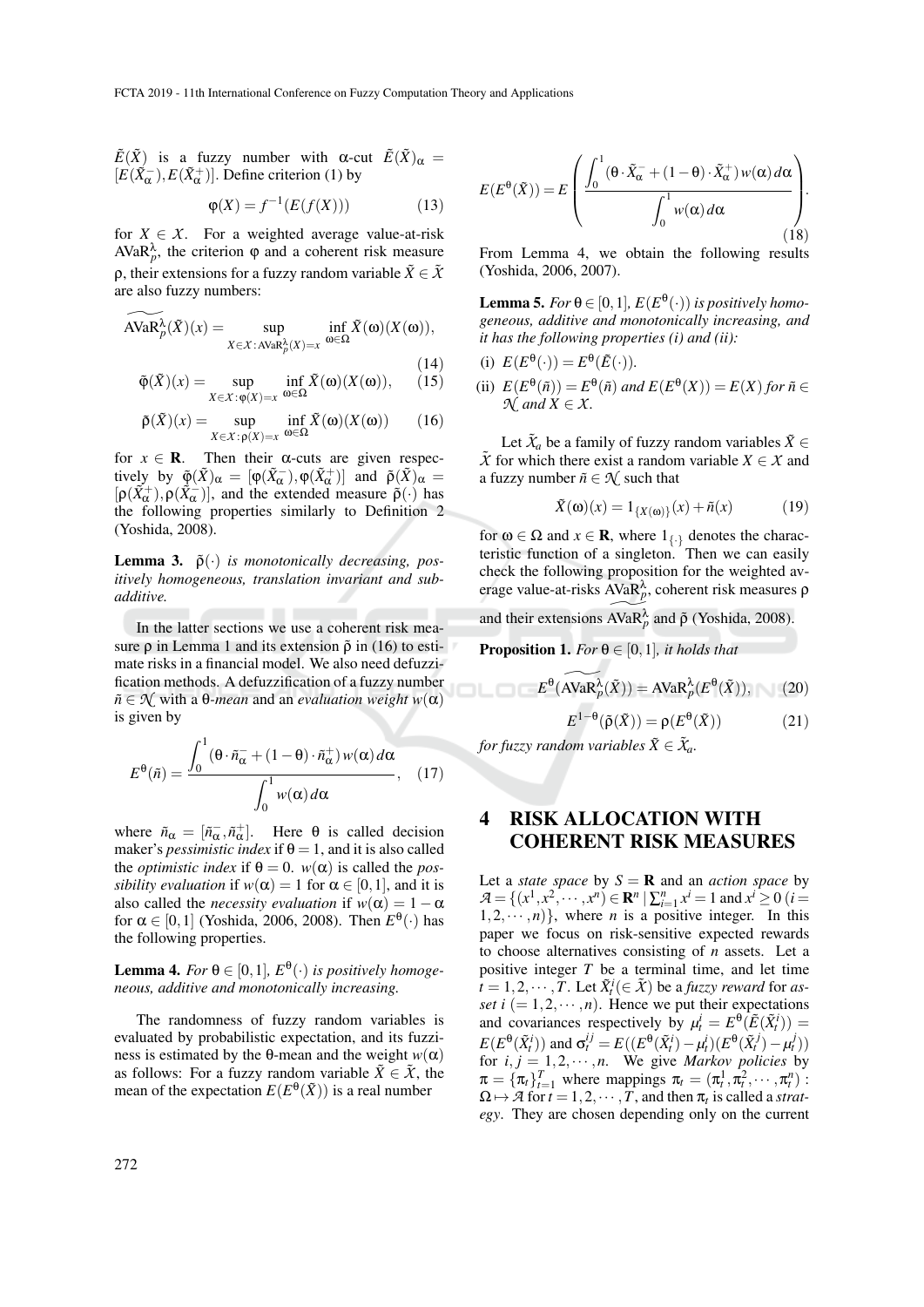$\tilde{E}(\tilde{X})$ is a fuzzy number with α-cut $\tilde{E}(\tilde{X})_\alpha = [E(\tilde{X}_\alpha^-), E(\tilde{X}_\alpha^+)]$. Define criterion (1) by

$$\varphi(X) = f^{-1}(E(f(X))) \tag{13}$$

for $X \in \mathcal{X}$. For a weighted average value-at-risk $\mathrm{AVaR}_p^\lambda$, the criterion φ and a coherent risk measure ρ, their extensions for a fuzzy random variable $\tilde{X} \in \tilde{\mathcal{X}}$ are also fuzzy numbers:

$$\widetilde{\mathrm{AVaR}_p^\lambda}(\tilde{X})(x) = \sup_{X \in \mathcal{X}: \mathrm{AVaR}_p^\lambda(X) = x} \inf_{\omega \in \Omega} \tilde{X}(\omega)(X(\omega)), \tag{14}$$

$$\tilde{\varphi}(\tilde{X})(x) = \sup_{X \in \mathcal{X}: \varphi(X) = x} \inf_{\omega \in \Omega} \tilde{X}(\omega)(X(\omega)), \tag{15}$$

$$\tilde{\rho}(\tilde{X})(x) = \sup_{X \in \mathcal{X}: \rho(X) = x} \inf_{\omega \in \Omega} \tilde{X}(\omega)(X(\omega)) \tag{16}$$

for $x \in \mathbf{R}$. Then their α-cuts are given respectively by $\tilde{\varphi}(\tilde{X})_\alpha = [\varphi(\tilde{X}_\alpha^-), \varphi(\tilde{X}_\alpha^+)]$ and $\tilde{\rho}(\tilde{X})_\alpha = [\rho(\tilde{X}_\alpha^+), \rho(\tilde{X}_\alpha^-)]$, and the extended measure $\tilde{\rho}(\cdot)$ has the following properties similarly to Definition 2 (Yoshida, 2008).

**Lemma 3.** *$\tilde{\rho}(\cdot)$ is monotonically decreasing, positively homogeneous, translation invariant and subadditive.*

In the latter sections we use a coherent risk measure ρ in Lemma 1 and its extension $\tilde{\rho}$ in (16) to estimate risks in a financial model. We also need defuzzification methods. A defuzzification of a fuzzy number $\tilde{n} \in \mathcal{N}$ with a θ-*mean* and an *evaluation weight* $w(\alpha)$ is given by

$$E^\theta(\tilde{n}) = \frac{\int_0^1 (\theta \cdot \tilde{n}_\alpha^- + (1-\theta) \cdot \tilde{n}_\alpha^+) w(\alpha)\, d\alpha}{\int_0^1 w(\alpha)\, d\alpha}, \tag{17}$$

where $\tilde{n}_\alpha = [\tilde{n}_\alpha^-, \tilde{n}_\alpha^+]$. Here θ is called decision maker's *pessimistic index* if $\theta = 1$, and it is also called the *optimistic index* if $\theta = 0$. $w(\alpha)$ is called the *possibility evaluation* if $w(\alpha) = 1$ for $\alpha \in [0,1]$, and it is also called the *necessity evaluation* if $w(\alpha) = 1 - \alpha$ for $\alpha \in [0,1]$ (Yoshida, 2006, 2008). Then $E^\theta(\cdot)$ has the following properties.

**Lemma 4.** *For $\theta \in [0,1]$, $E^\theta(\cdot)$ is positively homogeneous, additive and monotonically increasing.*

The randomness of fuzzy random variables is evaluated by probabilistic expectation, and its fuzziness is estimated by the θ-mean and the weight $w(\alpha)$ as follows: For a fuzzy random variable $\tilde{X} \in \tilde{\mathcal{X}}$, the mean of the expectation $E(E^\theta(\tilde{X}))$ is a real number

$$E(E^\theta(\tilde{X})) = E\left( \frac{\int_0^1 (\theta \cdot \tilde{X}_\alpha^- + (1-\theta) \cdot \tilde{X}_\alpha^+) w(\alpha)\, d\alpha}{\int_0^1 w(\alpha)\, d\alpha} \right). \tag{18}$$

From Lemma 4, we obtain the following results (Yoshida, 2006, 2007).

**Lemma 5.** *For $\theta \in [0,1]$, $E(E^\theta(\cdot))$ is positively homogeneous, additive and monotonically increasing, and it has the following properties (i) and (ii):*

(i) $E(E^\theta(\cdot)) = E^\theta(\tilde{E}(\cdot))$.

(ii) $E(E^\theta(\tilde{n})) = E^\theta(\tilde{n})$ *and* $E(E^\theta(X)) = E(X)$ *for* $\tilde{n} \in \mathcal{N}$ *and* $X \in \mathcal{X}$.

Let $\tilde{\mathcal{X}}_a$ be a family of fuzzy random variables $\tilde{X} \in \tilde{\mathcal{X}}$ for which there exist a random variable $X \in \mathcal{X}$ and a fuzzy number $\tilde{n} \in \mathcal{N}$ such that

$$\tilde{X}(\omega)(x) = 1_{\{X(\omega)\}}(x) + \tilde{n}(x) \tag{19}$$

for $\omega \in \Omega$ and $x \in \mathbf{R}$, where $1_{\{\cdot\}}$ denotes the characteristic function of a singleton. Then we can easily check the following proposition for the weighted average value-at-risks $\mathrm{AVaR}_p^\lambda$, coherent risk measures ρ and their extensions $\widetilde{\mathrm{AVaR}_p^\lambda}$ and $\tilde{\rho}$ (Yoshida, 2008).

**Proposition 1.** *For $\theta \in [0,1]$, it holds that*

$$E^\theta(\widetilde{\mathrm{AVaR}_p^\lambda}(\tilde{X})) = \mathrm{AVaR}_p^\lambda(E^\theta(\tilde{X})), \tag{20}$$

$$E^{1-\theta}(\tilde{\rho}(\tilde{X})) = \rho(E^\theta(\tilde{X})) \tag{21}$$

*for fuzzy random variables $\tilde{X} \in \tilde{\mathcal{X}}_a$.*

## 4 RISK ALLOCATION WITH COHERENT RISK MEASURES

Let a *state space* by $S = \mathbf{R}$ and an *action space* by $\mathcal{A} = \{(x^1, x^2, \cdots, x^n) \in \mathbf{R}^n \mid \sum_{i=1}^n x^i = 1 \text{ and } x^i \geq 0 \; (i = 1, 2, \cdots, n)\}$, where $n$ is a positive integer. In this paper we focus on risk-sensitive expected rewards to choose alternatives consisting of $n$ assets. Let a positive integer $T$ be a terminal time, and let time $t = 1, 2, \cdots, T$. Let $\tilde{X}_t^i (\in \tilde{\mathcal{X}})$ be a *fuzzy reward* for *asset* $i$ $(= 1, 2, \cdots, n)$. Hence we put their expectations and covariances respectively by $\mu_t^i = E^\theta(\tilde{E}(\tilde{X}_t^i)) = E(E^\theta(\tilde{X}_t^i))$ and $\sigma_t^{ij} = E((E^\theta(\tilde{X}_t^i) - \mu_t^i)(E^\theta(\tilde{X}_t^j) - \mu_t^j))$ for $i, j = 1, 2, \cdots, n$. We give *Markov policies* by $\pi = \{\pi_t\}_{t=1}^T$ where mappings $\pi_t = (\pi_t^1, \pi_t^2, \cdots, \pi_t^n) : \Omega \mapsto \mathcal{A}$ for $t = 1, 2, \cdots, T$, and then $\pi_t$ is called a *strategy*. They are chosen depending only on the current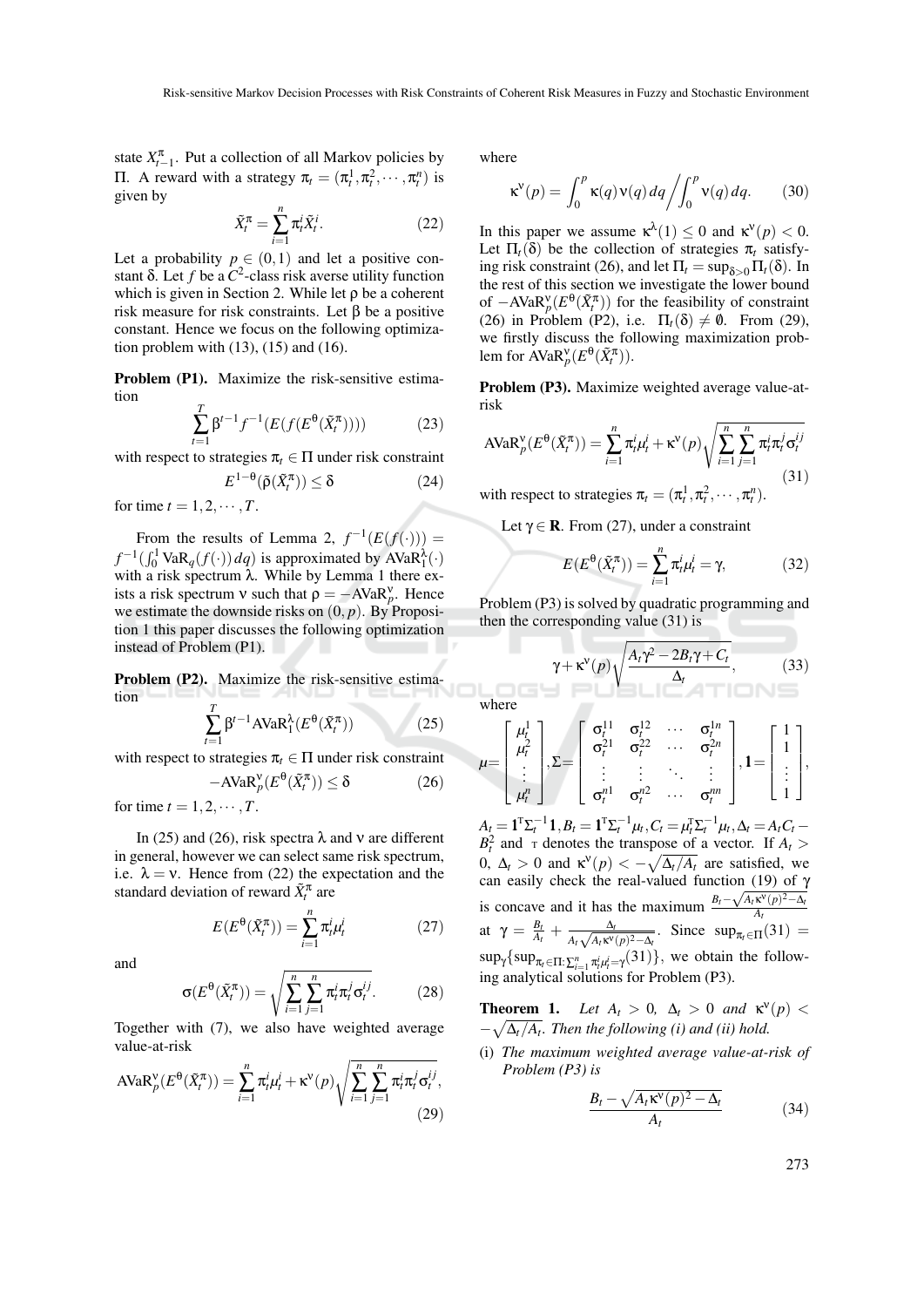state $X_{t-1}^{\pi}$. Put a collection of all Markov policies by $\Pi$. A reward with a strategy $\pi_t = (\pi_t^1, \pi_t^2, \cdots, \pi_t^n)$ is given by

$$\tilde{X}_t^{\pi} = \sum_{i=1}^{n} \pi_t^i \tilde{X}_t^i. \tag{22}$$

Let a probability $p \in (0,1)$ and let a positive constant $\delta$. Let $f$ be a $C^2$-class risk averse utility function which is given in Section 2. While let $\rho$ be a coherent risk measure for risk constraints. Let $\beta$ be a positive constant. Hence we focus on the following optimization problem with (13), (15) and (16).

**Problem (P1).** Maximize the risk-sensitive estimation

$$\sum_{t=1}^{T} \beta^{t-1} f^{-1}(E(f(E^{\theta}(\tilde{X}_t^{\pi})))) \tag{23}$$

with respect to strategies $\pi_t \in \Pi$ under risk constraint

$$E^{1-\theta}(\tilde{\rho}(\tilde{X}_t^{\pi})) \leq \delta \tag{24}$$

for time $t = 1, 2, \cdots, T$.

From the results of Lemma 2, $f^{-1}(E(f(\cdot))) = f^{-1}(\int_0^1 \mathrm{VaR}_q(f(\cdot))\,dq)$ is approximated by $\mathrm{AVaR}_1^{\lambda}(\cdot)$ with a risk spectrum $\lambda$. While by Lemma 1 there exists a risk spectrum $\nu$ such that $\rho = -\mathrm{AVaR}_p^{\nu}$. Hence we estimate the downside risks on $(0, p)$. By Proposition 1 this paper discusses the following optimization instead of Problem (P1).

**Problem (P2).** Maximize the risk-sensitive estimation

$$\sum_{t=1}^{T} \beta^{t-1} \mathrm{AVaR}_1^{\lambda}(E^{\theta}(\tilde{X}_t^{\pi})) \tag{25}$$

with respect to strategies $\pi_t \in \Pi$ under risk constraint

$$-\mathrm{AVaR}_p^{\nu}(E^{\theta}(\tilde{X}_t^{\pi})) \leq \delta \tag{26}$$

for time $t = 1, 2, \cdots, T$.

In (25) and (26), risk spectra $\lambda$ and $\nu$ are different in general, however we can select same risk spectrum, i.e. $\lambda = \nu$. Hence from (22) the expectation and the standard deviation of reward $\tilde{X}_t^{\pi}$ are

$$E(E^{\theta}(\tilde{X}_t^{\pi})) = \sum_{i=1}^{n} \pi_t^i \mu_t^i \tag{27}$$

and

$$\sigma(E^{\theta}(\tilde{X}_t^{\pi})) = \sqrt{\sum_{i=1}^{n} \sum_{j=1}^{n} \pi_t^i \pi_t^j \sigma_t^{ij}}. \tag{28}$$

Together with (7), we also have weighted average value-at-risk

$$\mathrm{AVaR}_p^{\nu}(E^{\theta}(\tilde{X}_t^{\pi})) = \sum_{i=1}^{n} \pi_t^i \mu_t^i + \kappa^{\nu}(p) \sqrt{\sum_{i=1}^{n} \sum_{j=1}^{n} \pi_t^i \pi_t^j \sigma_t^{ij}}, \tag{29}$$

where

$$\kappa^{\nu}(p) = \int_0^p \kappa(q)\nu(q)\,dq \bigg/ \int_0^p \nu(q)\,dq. \tag{30}$$

In this paper we assume $\kappa^{\lambda}(1) \leq 0$ and $\kappa^{\nu}(p) < 0$. Let $\Pi_t(\delta)$ be the collection of strategies $\pi_t$ satisfying risk constraint (26), and let $\Pi_t = \sup_{\delta > 0} \Pi_t(\delta)$. In the rest of this section we investigate the lower bound of $-\mathrm{AVaR}_p^{\nu}(E^{\theta}(\tilde{X}_t^{\pi}))$ for the feasibility of constraint (26) in Problem (P2), i.e. $\Pi_t(\delta) \neq \emptyset$. From (29), we firstly discuss the following maximization problem for $\mathrm{AVaR}_p^{\nu}(E^{\theta}(\tilde{X}_t^{\pi}))$.

**Problem (P3).** Maximize weighted average value-at-risk

$$\mathrm{AVaR}_p^{\nu}(E^{\theta}(\tilde{X}_t^{\pi})) = \sum_{i=1}^{n} \pi_t^i \mu_t^i + \kappa^{\nu}(p) \sqrt{\sum_{i=1}^{n} \sum_{j=1}^{n} \pi_t^i \pi_t^j \sigma_t^{ij}} \tag{31}$$

with respect to strategies $\pi_t = (\pi_t^1, \pi_t^2, \cdots, \pi_t^n)$.

Let $\gamma \in \mathbf{R}$. From (27), under a constraint

$$E(E^{\theta}(\tilde{X}_t^{\pi})) = \sum_{i=1}^{n} \pi_t^i \mu_t^i = \gamma, \tag{32}$$

Problem (P3) is solved by quadratic programming and then the corresponding value (31) is

$$\gamma + \kappa^{\nu}(p) \sqrt{\frac{A_t \gamma^2 - 2B_t \gamma + C_t}{\Delta_t}}, \tag{33}$$

where

$$\mu = \begin{bmatrix} \mu_t^1 \\ \mu_t^2 \\ \vdots \\ \mu_t^n \end{bmatrix}, \Sigma = \begin{bmatrix} \sigma_t^{11} & \sigma_t^{12} & \cdots & \sigma_t^{1n} \\ \sigma_t^{21} & \sigma_t^{22} & \cdots & \sigma_t^{2n} \\ \vdots & \vdots & \ddots & \vdots \\ \sigma_t^{n1} & \sigma_t^{n2} & \cdots & \sigma_t^{nn} \end{bmatrix}, \mathbf{1} = \begin{bmatrix} 1 \\ 1 \\ \vdots \\ 1 \end{bmatrix},$$

$A_t = \mathbf{1}^{\mathrm{T}} \Sigma_t^{-1} \mathbf{1}, B_t = \mathbf{1}^{\mathrm{T}} \Sigma_t^{-1} \mu_t, C_t = \mu_t^{\mathrm{T}} \Sigma_t^{-1} \mu_t, \Delta_t = A_t C_t - B_t^2$ and $\mathrm{T}$ denotes the transpose of a vector. If $A_t > 0$, $\Delta_t > 0$ and $\kappa^{\nu}(p) < -\sqrt{\Delta_t / A_t}$ are satisfied, we can easily check the real-valued function (19) of $\gamma$ is concave and it has the maximum $\frac{B_t - \sqrt{A_t \kappa^{\nu}(p)^2 - \Delta_t}}{A_t}$ at $\gamma = \frac{B_t}{A_t} + \frac{\Delta_t}{A_t \sqrt{A_t \kappa^{\nu}(p)^2 - \Delta_t}}$. Since $\sup_{\pi_t \in \Pi}(31) = \sup_{\gamma} \{\sup_{\pi_t \in \Pi : \sum_{i=1}^{n} \pi_t^i \mu_t^i = \gamma}(31)\}$, we obtain the following analytical solutions for Problem (P3).

**Theorem 1.** *Let $A_t > 0$, $\Delta_t > 0$ and $\kappa^{\nu}(p) < -\sqrt{\Delta_t / A_t}$. Then the following (i) and (ii) hold.*

(i) *The maximum weighted average value-at-risk of Problem (P3) is*

$$\frac{B_t - \sqrt{A_t \kappa^{\nu}(p)^2 - \Delta_t}}{A_t} \tag{34}$$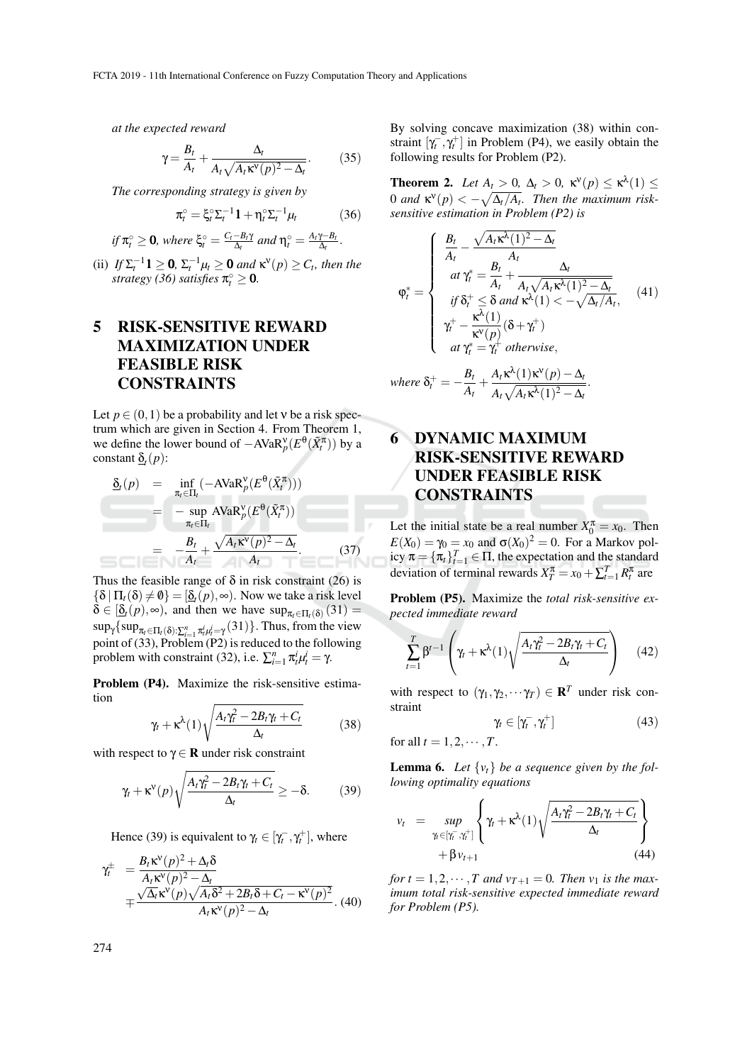*at the expected reward*

$$\gamma = \frac{B_t}{A_t} + \frac{\Delta_t}{A_t\sqrt{A_t\kappa^\nu(p)^2 - \Delta_t}}. \tag{35}$$

*The corresponding strategy is given by*

$$\pi_t^\circ = \xi_t^\circ \Sigma_t^{-1}\mathbf{1} + \eta_t^\circ \Sigma_t^{-1}\mu_t \tag{36}$$

*if* $\pi_t^\circ \geq \mathbf{0}$*, where* $\xi_t^\circ = \frac{C_t - B_t\gamma}{\Delta_t}$ *and* $\eta_t^\circ = \frac{A_t\gamma - B_t}{\Delta_t}$.

(ii) *If* $\Sigma_t^{-1}\mathbf{1} \geq \mathbf{0}$*,* $\Sigma_t^{-1}\mu_t \geq \mathbf{0}$ *and* $\kappa^\nu(p) \geq C_t$*, then the strategy (36) satisfies* $\pi_t^\circ \geq \mathbf{0}$*.*

# 5 RISK-SENSITIVE REWARD MAXIMIZATION UNDER FEASIBLE RISK CONSTRAINTS

Let $p \in (0,1)$ be a probability and let $\nu$ be a risk spectrum which are given in Section 4. From Theorem 1, we define the lower bound of $-\mathrm{AVaR}_p^\nu(E^\theta(\tilde{X}_t^\pi))$ by a constant $\underline{\delta}_t(p)$:

$$\begin{aligned}
\underline{\delta}_t(p) &= \inf_{\pi_t \in \Pi_t}(-\mathrm{AVaR}_p^\nu(E^\theta(\tilde{X}_t^\pi))) \\
&= -\sup_{\pi_t \in \Pi_t}\mathrm{AVaR}_p^\nu(E^\theta(\tilde{X}_t^\pi)) \\
&= -\frac{B_t}{A_t} + \frac{\sqrt{A_t\kappa^\nu(p)^2 - \Delta_t}}{A_t}.
\end{aligned} \tag{37}$$

Thus the feasible range of $\delta$ in risk constraint (26) is $\{\delta \mid \Pi_t(\delta) \neq \emptyset\} = [\underline{\delta}_t(p), \infty)$. Now we take a risk level $\delta \in [\underline{\delta}_t(p), \infty)$, and then we have $\sup_{\pi \in \Pi(\delta)}(31) = \sup_\gamma\{\sup_{\pi_t \in \Pi_t(\delta):\sum_{i=1}^n \pi_t^i \mu_t^i = \gamma}(31)\}$. Thus, from the view point of (33), Problem (P2) is reduced to the following problem with constraint (32), i.e. $\sum_{i=1}^n \pi_t^i \mu_t^i = \gamma$.

**Problem (P4).** Maximize the risk-sensitive estimation

$$\gamma_t + \kappa^\lambda(1)\sqrt{\frac{A_t\gamma_t^2 - 2B_t\gamma_t + C_t}{\Delta_t}} \tag{38}$$

with respect to $\gamma \in \mathbf{R}$ under risk constraint

$$\gamma_t + \kappa^\nu(p)\sqrt{\frac{A_t\gamma_t^2 - 2B_t\gamma_t + C_t}{\Delta_t}} \geq -\delta. \tag{39}$$

Hence (39) is equivalent to $\gamma_t \in [\gamma_t^-, \gamma_t^+]$, where

$$\begin{aligned}
\gamma_t^\pm &= \frac{B_t\kappa^\nu(p)^2 + \Delta_t\delta}{A_t\kappa^\nu(p)^2 - \Delta_t} \\
&\mp \frac{\sqrt{\Delta_t}\kappa^\nu(p)\sqrt{A_t\delta^2 + 2B_t\delta + C_t - \kappa^\nu(p)^2}}{A_t\kappa^\nu(p)^2 - \Delta_t}.
\end{aligned} \tag{40}$$

By solving concave maximization (38) within constraint $[\gamma_t^-, \gamma_t^+]$ in Problem (P4), we easily obtain the following results for Problem (P2).

**Theorem 2.** *Let* $A_t > 0$*,* $\Delta_t > 0$*,* $\kappa^\nu(p) \leq \kappa^\lambda(1) \leq 0$ *and* $\kappa^\nu(p) < -\sqrt{\Delta_t/A_t}$*. Then the maximum risk-sensitive estimation in Problem (P2) is*

$$\varphi_t^* = \begin{cases}
\dfrac{B_t}{A_t} - \dfrac{\sqrt{A_t\kappa^\lambda(1)^2 - \Delta_t}}{A_t} \\
\quad \text{at } \gamma_t^* = \dfrac{B_t}{A_t} + \dfrac{\Delta_t}{A_t\sqrt{A_t\kappa^\lambda(1)^2 - \Delta_t}} \\
\quad \text{if } \delta_t^+ \leq \delta \text{ and } \kappa^\lambda(1) < -\sqrt{\Delta_t/A_t}, \\
\gamma_t^+ - \dfrac{\kappa^\lambda(1)}{\kappa^\nu(p)}(\delta + \gamma_t^+) \\
\quad \text{at } \gamma_t^* = \gamma_t^+ \text{ otherwise},
\end{cases} \tag{41}$$

*where* $\delta_t^+ = -\dfrac{B_t}{A_t} + \dfrac{A_t\kappa^\lambda(1)\kappa^\nu(p) - \Delta_t}{A_t\sqrt{A_t\kappa^\lambda(1)^2 - \Delta_t}}$.

# 6 DYNAMIC MAXIMUM RISK-SENSITIVE REWARD UNDER FEASIBLE RISK CONSTRAINTS

Let the initial state be a real number $X_0^\pi = x_0$. Then $E(X_0) = \gamma_0 = x_0$ and $\sigma(X_0)^2 = 0$. For a Markov policy $\pi = \{\pi_t\}_{t=1}^T \in \Pi$, the expectation and the standard deviation of terminal rewards $X_T^\pi = x_0 + \sum_{t=1}^T R_t^\pi$ are

**Problem (P5).** Maximize the *total risk-sensitive expected immediate reward*

$$\sum_{t=1}^T \beta^{t-1}\left(\gamma_t + \kappa^\lambda(1)\sqrt{\frac{A_t\gamma_t^2 - 2B_t\gamma_t + C_t}{\Delta_t}}\right) \tag{42}$$

with respect to $(\gamma_1, \gamma_2, \cdots \gamma_T) \in \mathbf{R}^T$ under risk constraint

$$\gamma_t \in [\gamma_t^-, \gamma_t^+] \tag{43}$$

for all $t = 1, 2, \cdots, T$.

**Lemma 6.** *Let* $\{v_t\}$ *be a sequence given by the following optimality equations*

$$\begin{aligned}
v_t &= \sup_{\gamma_t \in [\gamma_t^-, \gamma_t^+]}\left\{\gamma_t + \kappa^\lambda(1)\sqrt{\frac{A_t\gamma_t^2 - 2B_t\gamma_t + C_t}{\Delta_t}}\right\} \\
&\quad + \beta v_{t+1}
\end{aligned} \tag{44}$$

*for* $t = 1, 2, \cdots, T$ *and* $v_{T+1} = 0$*. Then* $v_1$ *is the maximum total risk-sensitive expected immediate reward for Problem (P5).*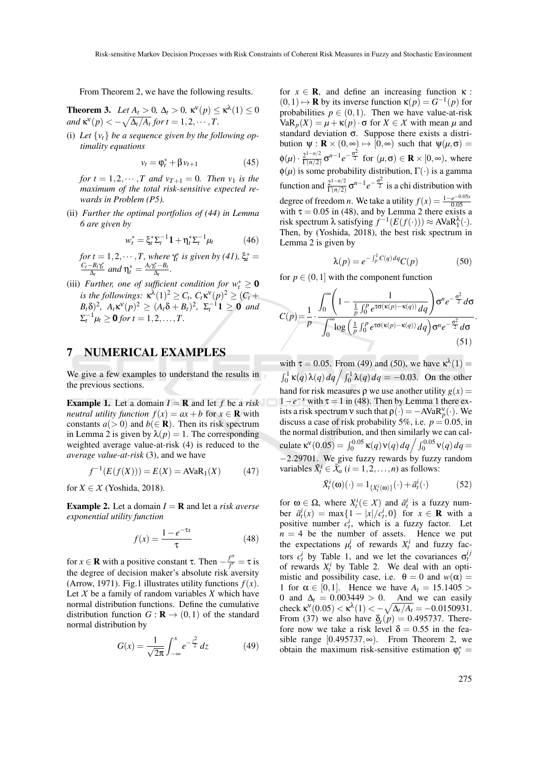From Theorem 2, we have the following results.

**Theorem 3.** *Let $A_t > 0$, $\Delta_t > 0$, $\kappa^\nu(p) \le \kappa^\lambda(1) \le 0$ and $\kappa^\nu(p) < -\sqrt{\Delta_t/A_t}$ for $t = 1, 2, \cdots, T$.*

(i) *Let $\{v_t\}$ be a sequence given by the following optimality equations*

$$v_t = \varphi_t^* + \beta v_{t+1} \tag{45}$$

*for $t = 1, 2, \cdots, T$ and $v_{T+1} = 0$. Then $v_1$ is the maximum of the total risk-sensitive expected rewards in Problem (P5).*

(ii) *Further the optimal portfolios of (44) in Lemma 6 are given by*

$$w_t^* = \xi_t^* \Sigma_t^{-1} \mathbf{1} + \eta_t^* \Sigma_t^{-1} \mu_t \tag{46}$$

*for $t = 1, 2, \cdots, T$, where $\gamma_t^*$ is given by (41), $\xi_t^* = \frac{C_t - B_t \gamma_t^*}{\Delta_t}$ and $\eta_t^* = \frac{A_t \gamma_t^* - B_t}{\Delta_t}$.*

(iii) *Further, one of sufficient condition for $w_t^* \ge \mathbf{0}$ is the followings: $\kappa^\lambda(1)^2 \ge C_t$, $C_t \kappa^\nu(p)^2 \ge (C_t + B_t \delta)^2$, $A_t \kappa^\nu(p)^2 \ge (A_t \delta + B_t)^2$, $\Sigma_t^{-1} \mathbf{1} \ge \mathbf{0}$ and $\Sigma_t^{-1} \mu_t \ge \mathbf{0}$ for $t = 1, 2, \ldots, T$.*

## 7 NUMERICAL EXAMPLES

We give a few examples to understand the results in the previous sections.

**Example 1.** Let a domain $I = \mathbf{R}$ and let $f$ be a *risk neutral utility function* $f(x) = ax + b$ for $x \in \mathbf{R}$ with constants $a (> 0)$ and $b (\in \mathbf{R})$. Then its risk spectrum in Lemma 2 is given by $\lambda(p) = 1$. The corresponding weighted average value-at-risk (4) is reduced to the *average value-at-risk* (3), and we have

$$f^{-1}(E(f(X))) = E(X) = \mathrm{AVaR}_1(X) \tag{47}$$

for $X \in \mathcal{X}$ (Yoshida, 2018).

**Example 2.** Let a domain $I = \mathbf{R}$ and let a *risk averse exponential utility function*

$$f(x) = \frac{1 - e^{-\tau x}}{\tau} \tag{48}$$

for $x \in \mathbf{R}$ with a positive constant $\tau$. Then $-\frac{f''}{f'} = \tau$ is the degree of decision maker's absolute risk aversity (Arrow, 1971). Fig.1 illustrates utility functions $f(x)$. Let $\mathcal{X}$ be a family of random variables $X$ which have normal distribution functions. Define the cumulative distribution function $G : \mathbf{R} \to (0, 1)$ of the standard normal distribution by

$$G(x) = \frac{1}{\sqrt{2\pi}} \int_{-\infty}^{x} e^{-\frac{z^2}{2}} \, dz \tag{49}$$

for $x \in \mathbf{R}$, and define an increasing function $\kappa : (0, 1) \mapsto \mathbf{R}$ by its inverse function $\kappa(p) = G^{-1}(p)$ for probabilities $p \in (0, 1)$. Then we have value-at-risk $\mathrm{VaR}_p(X) = \mu + \kappa(p) \cdot \sigma$ for $X \in \mathcal{X}$ with mean $\mu$ and standard deviation $\sigma$. Suppose there exists a distribution $\psi : \mathbf{R} \times (0, \infty) \mapsto [0, \infty)$ such that $\psi(\mu, \sigma) = \phi(\mu) \cdot \frac{2^{1-n/2}}{\Gamma(n/2)} \sigma^{n-1} e^{-\frac{\sigma^2}{2}}$ for $(\mu, \sigma) \in \mathbf{R} \times [0, \infty)$, where $\phi(\mu)$ is some probability distribution, $\Gamma(\cdot)$ is a gamma function and $\frac{2^{1-n/2}}{\Gamma(n/2)} \sigma^{n-1} e^{-\frac{\sigma^2}{2}}$ is a chi distribution with degree of freedom $n$. We take a utility $f(x) = \frac{1 - e^{-0.05x}}{0.05}$ with $\tau = 0.05$ in (48), and by Lemma 2 there exists a risk spectrum $\lambda$ satisfying $f^{-1}(E(f(\cdot))) \approx \mathrm{AVaR}_1^\lambda(\cdot)$. Then, by (Yoshida, 2018), the best risk spectrum in Lemma 2 is given by

$$\lambda(p) = e^{-\int_p^1 C(q)\, dq} C(p) \tag{50}$$

for $p \in (0, 1]$ with the component function

$$C(p) = \frac{1}{p} \cdot \frac{\displaystyle\int_0^\infty \left( 1 - \frac{1}{\frac{1}{p} \int_0^p e^{\tau \sigma (\kappa(p) - \kappa(q))} \, dq} \right) \sigma^n e^{-\frac{\sigma^2}{2}} \, d\sigma}{\displaystyle\int_0^\infty \log\left( \frac{1}{p} \int_0^p e^{\tau \sigma (\kappa(p) - \kappa(q))} \, dq \right) \sigma^n e^{-\frac{\sigma^2}{2}} \, d\sigma}. \tag{51}$$

with $\tau = 0.05$. From (49) and (50), we have $\kappa^\lambda(1) = \int_0^1 \kappa(q) \lambda(q) \, dq \Big/ \int_0^1 \lambda(q) \, dq = -0.03$. On the other hand for risk measures $\rho$ we use another utility $g(x) = 1 - e^{-x}$ with $\tau = 1$ in (48). Then by Lemma 1 there exists a risk spectrum $\nu$ such that $\rho(\cdot) = -\mathrm{AVaR}_p^\nu(\cdot)$. We discuss a case of risk probability 5%, i.e. $p = 0.05$, in the normal distribution, and then similarly we can calculate $\kappa^\nu(0.05) = \int_0^{0.05} \kappa(q) \nu(q) \, dq \Big/ \int_0^{0.05} \nu(q) \, dq = -2.29701$. We give fuzzy rewards by fuzzy random variables $\tilde{X}_t^i \in \tilde{\mathcal{X}}_a$ $(i = 1, 2, \ldots, n)$ as follows:

$$\tilde{X}_t^i(\omega)(\cdot) = 1_{\{X_t^i(\omega)\}}(\cdot) + \tilde{a}_t^i(\cdot) \tag{52}$$

for $\omega \in \Omega$, where $X_t^i (\in \mathcal{X})$ and $\tilde{a}_t^i$ is a fuzzy number $\tilde{a}_t^i(x) = \max\{1 - |x|/c_t^i, 0\}$ for $x \in \mathbf{R}$ with a positive number $c_t^i$, which is a fuzzy factor. Let $n = 4$ be the number of assets. Hence we put the expectations $\mu_t^i$ of rewards $X_t^i$ and fuzzy factors $c_t^i$ by Table 1, and we let the covariances $\sigma_t^{ij}$ of rewards $X_t^i$ by Table 2. We deal with an optimistic and possibility case, i.e. $\theta = 0$ and $w(\alpha) = 1$ for $\alpha \in [0, 1]$. Hence we have $A_t = 15.1405 > 0$ and $\Delta_t = 0.003449 > 0$. And we can easily check $\kappa^\nu(0.05) < \kappa^\lambda(1) < -\sqrt{\Delta_t/A_t} = -0.0150931$. From (37) we also have $\underline{\delta}_t(p) = 0.495737$. Therefore now we take a risk level $\delta = 0.55$ in the feasible range $[0.495737, \infty)$. From Theorem 2, we obtain the maximum risk-sensitive estimation $\varphi_t^* =$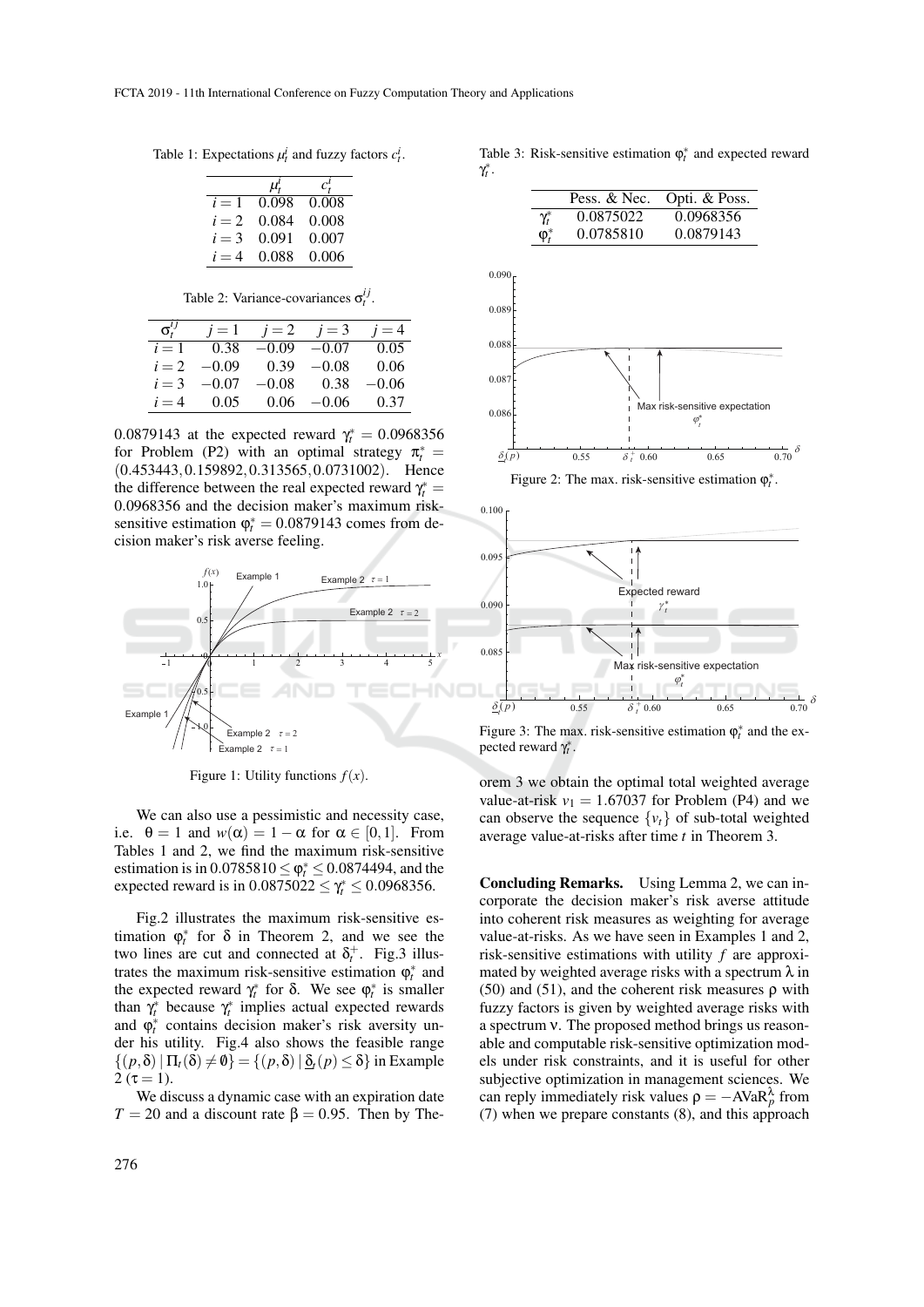Table 1: Expectations $\mu_t^i$ and fuzzy factors $c_t^i$.

| | $\mu_t^i$ | $c_t^i$ |
|---|---|---|
| $i=1$ | 0.098 | 0.008 |
| $i=2$ | 0.084 | 0.008 |
| $i=3$ | 0.091 | 0.007 |
| $i=4$ | 0.088 | 0.006 |

Table 2: Variance-covariances $\sigma_t^{ij}$.

| $\sigma_t^{ij}$ | $j=1$ | $j=2$ | $j=3$ | $j=4$ |
|---|---|---|---|---|
| $i=1$ | 0.38 | $-0.09$ | $-0.07$ | 0.05 |
| $i=2$ | $-0.09$ | 0.39 | $-0.08$ | 0.06 |
| $i=3$ | $-0.07$ | $-0.08$ | 0.38 | $-0.06$ |
| $i=4$ | 0.05 | 0.06 | $-0.06$ | 0.37 |

0.0879143 at the expected reward $\gamma_t^* = 0.0968356$ for Problem (P2) with an optimal strategy $\pi_t^* = (0.453443, 0.159892, 0.313565, 0.0731002)$. Hence the difference between the real expected reward $\gamma_t^* = 0.0968356$ and the decision maker's maximum risk-sensitive estimation $\varphi_t^* = 0.0879143$ comes from decision maker's risk averse feeling.

Figure 1: Utility functions $f(x)$.

We can also use a pessimistic and necessity case, i.e. $\theta = 1$ and $w(\alpha) = 1 - \alpha$ for $\alpha \in [0,1]$. From Tables 1 and 2, we find the maximum risk-sensitive estimation is in $0.0785810 \leq \varphi_t^* \leq 0.0874494$, and the expected reward is in $0.0875022 \leq \gamma_t^* \leq 0.0968356$.

Fig.2 illustrates the maximum risk-sensitive estimation $\varphi_t^*$ for $\delta$ in Theorem 2, and we see the two lines are cut and connected at $\delta_t^+$. Fig.3 illustrates the maximum risk-sensitive estimation $\varphi_t^*$ and the expected reward $\gamma_t^*$ for $\delta$. We see $\varphi_t^*$ is smaller than $\gamma_t^*$ because $\gamma_t^*$ implies actual expected rewards and $\varphi_t^*$ contains decision maker's risk aversity under his utility. Fig.4 also shows the feasible range $\{(p,\delta) \mid \Pi_t(\delta) \neq \emptyset\} = \{(p,\delta) \mid \underline{\delta}_t(p) \leq \delta\}$ in Example 2 ($\tau = 1$).

We discuss a dynamic case with an expiration date $T = 20$ and a discount rate $\beta = 0.95$. Then by Theorem 3 we obtain the optimal total weighted average value-at-risk $v_1 = 1.67037$ for Problem (P4) and we can observe the sequence $\{v_t\}$ of sub-total weighted average value-at-risks after time $t$ in Theorem 3.

Table 3: Risk-sensitive estimation $\varphi_t^*$ and expected reward $\gamma_t^*$.

| | Pess. & Nec. | Opti. & Poss. |
|---|---|---|
| $\gamma_t^*$ | 0.0875022 | 0.0968356 |
| $\varphi_t^*$ | 0.0785810 | 0.0879143 |

Figure 2: The max. risk-sensitive estimation $\varphi_t^*$.

Figure 3: The max. risk-sensitive estimation $\varphi_t^*$ and the expected reward $\gamma_t^*$.

**Concluding Remarks.** Using Lemma 2, we can incorporate the decision maker's risk averse attitude into coherent risk measures as weighting for average value-at-risks. As we have seen in Examples 1 and 2, risk-sensitive estimations with utility $f$ are approximated by weighted average risks with a spectrum $\lambda$ in (50) and (51), and the coherent risk measures $\rho$ with fuzzy factors is given by weighted average risks with a spectrum $\nu$. The proposed method brings us reasonable and computable risk-sensitive optimization models under risk constraints, and it is useful for other subjective optimization in management sciences. We can reply immediately risk values $\rho = -\mathrm{AVaR}_p^\lambda$ from (7) when we prepare constants (8), and this approach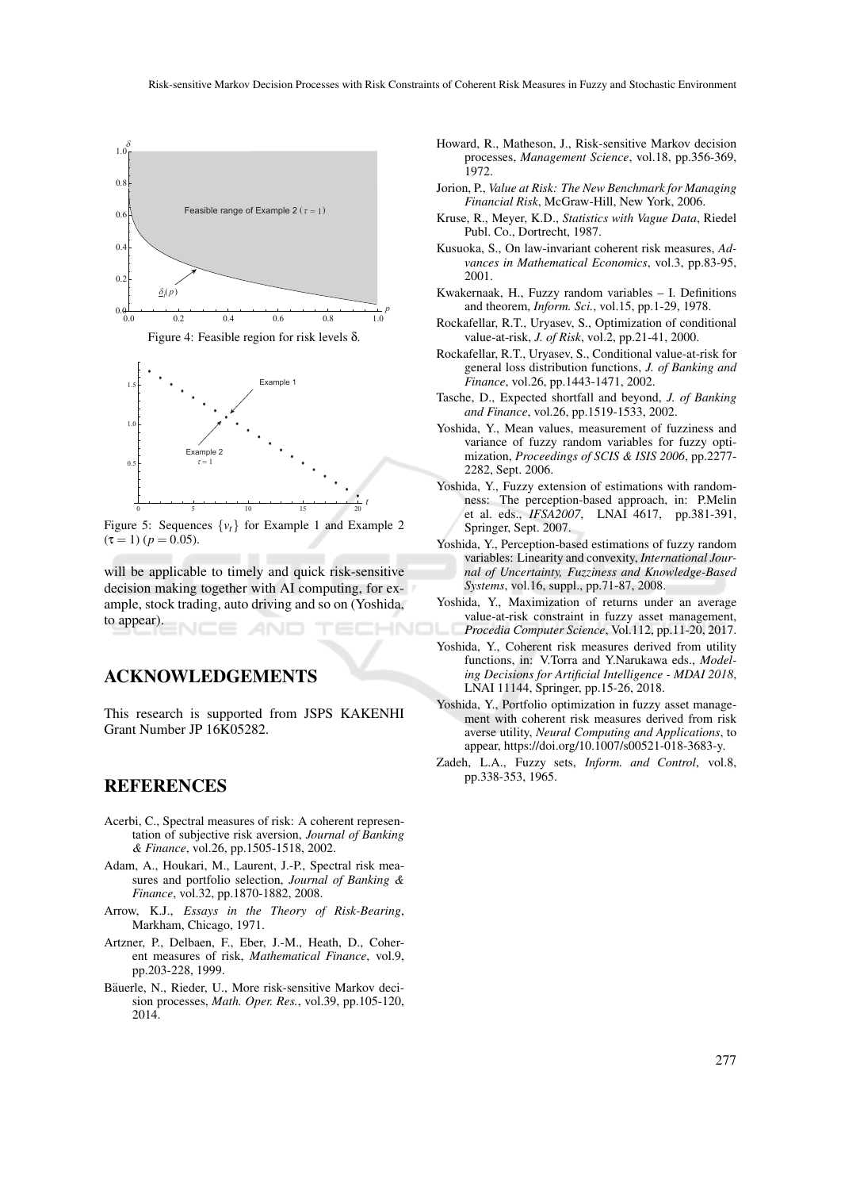δ

1.0

0.8

0.6

0.4

0.2

0.0

0.0 0.2 0.4 0.6 0.8 1.0

p

Feasible range of Example 2 ($\tau = 1$)

$\underline{\delta}(p)$

Figure 4: Feasible region for risk levels δ.

1.5

1.0

0.5

0 5 10 15 20

t

Example 1

Example 2

$\tau = 1$

Figure 5: Sequences $\{v_t\}$ for Example 1 and Example 2 ($\tau = 1$) ($p = 0.05$).

will be applicable to timely and quick risk-sensitive decision making together with AI computing, for example, stock trading, auto driving and so on (Yoshida, to appear).

## ACKNOWLEDGEMENTS

This research is supported from JSPS KAKENHI Grant Number JP 16K05282.

## REFERENCES

Acerbi, C., Spectral measures of risk: A coherent representation of subjective risk aversion, *Journal of Banking & Finance*, vol.26, pp.1505-1518, 2002.

Adam, A., Houkari, M., Laurent, J.-P., Spectral risk measures and portfolio selection, *Journal of Banking & Finance*, vol.32, pp.1870-1882, 2008.

Arrow, K.J., *Essays in the Theory of Risk-Bearing*, Markham, Chicago, 1971.

Artzner, P., Delbaen, F., Eber, J.-M., Heath, D., Coherent measures of risk, *Mathematical Finance*, vol.9, pp.203-228, 1999.

Bäuerle, N., Rieder, U., More risk-sensitive Markov decision processes, *Math. Oper. Res.*, vol.39, pp.105-120, 2014.

Howard, R., Matheson, J., Risk-sensitive Markov decision processes, *Management Science*, vol.18, pp.356-369, 1972.

Jorion, P., *Value at Risk: The New Benchmark for Managing Financial Risk*, McGraw-Hill, New York, 2006.

Kruse, R., Meyer, K.D., *Statistics with Vague Data*, Riedel Publ. Co., Dortrecht, 1987.

Kusuoka, S., On law-invariant coherent risk measures, *Advances in Mathematical Economics*, vol.3, pp.83-95, 2001.

Kwakernaak, H., Fuzzy random variables – I. Definitions and theorem, *Inform. Sci.*, vol.15, pp.1-29, 1978.

Rockafellar, R.T., Uryasev, S., Optimization of conditional value-at-risk, *J. of Risk*, vol.2, pp.21-41, 2000.

Rockafellar, R.T., Uryasev, S., Conditional value-at-risk for general loss distribution functions, *J. of Banking and Finance*, vol.26, pp.1443-1471, 2002.

Tasche, D., Expected shortfall and beyond, *J. of Banking and Finance*, vol.26, pp.1519-1533, 2002.

Yoshida, Y., Mean values, measurement of fuzziness and variance of fuzzy random variables for fuzzy optimization, *Proceedings of SCIS & ISIS 2006*, pp.2277-2282, Sept. 2006.

Yoshida, Y., Fuzzy extension of estimations with randomness: The perception-based approach, in: P.Melin et al. eds., *IFSA2007*, LNAI 4617, pp.381-391, Springer, Sept. 2007.

Yoshida, Y., Perception-based estimations of fuzzy random variables: Linearity and convexity, *International Journal of Uncertainty, Fuzziness and Knowledge-Based Systems*, vol.16, suppl., pp.71-87, 2008.

Yoshida, Y., Maximization of returns under an average value-at-risk constraint in fuzzy asset management, *Procedia Computer Science*, Vol.112, pp.11-20, 2017.

Yoshida, Y., Coherent risk measures derived from utility functions, in: V.Torra and Y.Narukawa eds., *Modeling Decisions for Artificial Intelligence - MDAI 2018*, LNAI 11144, Springer, pp.15-26, 2018.

Yoshida, Y., Portfolio optimization in fuzzy asset management with coherent risk measures derived from risk averse utility, *Neural Computing and Applications*, to appear, https://doi.org/10.1007/s00521-018-3683-y.

Zadeh, L.A., Fuzzy sets, *Inform. and Control*, vol.8, pp.338-353, 1965.